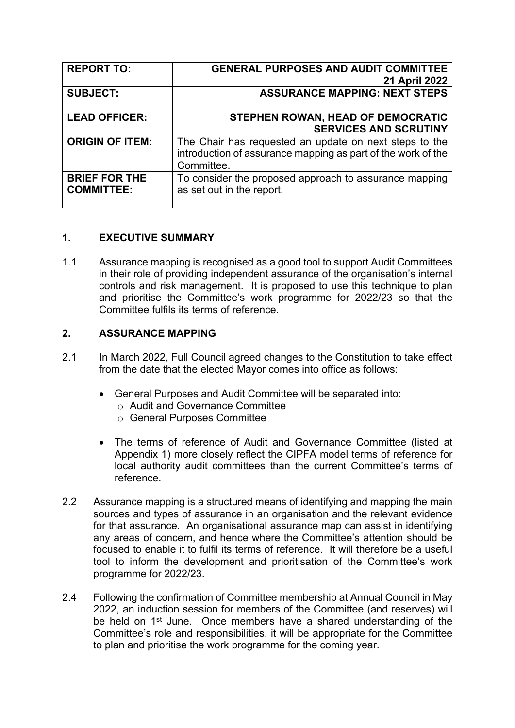| | |
|---|---|
| **REPORT TO:** | **GENERAL PURPOSES AND AUDIT COMMITTEE 21 April 2022** |
| **SUBJECT:** | **ASSURANCE MAPPING: NEXT STEPS** |
| **LEAD OFFICER:** | **STEPHEN ROWAN, HEAD OF DEMOCRATIC SERVICES AND SCRUTINY** |
| **ORIGIN OF ITEM:** | The Chair has requested an update on next steps to the introduction of assurance mapping as part of the work of the Committee. |
| **BRIEF FOR THE COMMITTEE:** | To consider the proposed approach to assurance mapping as set out in the report. |

## 1. EXECUTIVE SUMMARY

1.1 Assurance mapping is recognised as a good tool to support Audit Committees in their role of providing independent assurance of the organisation's internal controls and risk management. It is proposed to use this technique to plan and prioritise the Committee's work programme for 2022/23 so that the Committee fulfils its terms of reference.

## 2. ASSURANCE MAPPING

2.1 In March 2022, Full Council agreed changes to the Constitution to take effect from the date that the elected Mayor comes into office as follows:

- General Purposes and Audit Committee will be separated into:
  - Audit and Governance Committee
  - General Purposes Committee
- The terms of reference of Audit and Governance Committee (listed at Appendix 1) more closely reflect the CIPFA model terms of reference for local authority audit committees than the current Committee's terms of reference.

2.2 Assurance mapping is a structured means of identifying and mapping the main sources and types of assurance in an organisation and the relevant evidence for that assurance. An organisational assurance map can assist in identifying any areas of concern, and hence where the Committee's attention should be focused to enable it to fulfil its terms of reference. It will therefore be a useful tool to inform the development and prioritisation of the Committee's work programme for 2022/23.

2.4 Following the confirmation of Committee membership at Annual Council in May 2022, an induction session for members of the Committee (and reserves) will be held on 1st June. Once members have a shared understanding of the Committee's role and responsibilities, it will be appropriate for the Committee to plan and prioritise the work programme for the coming year.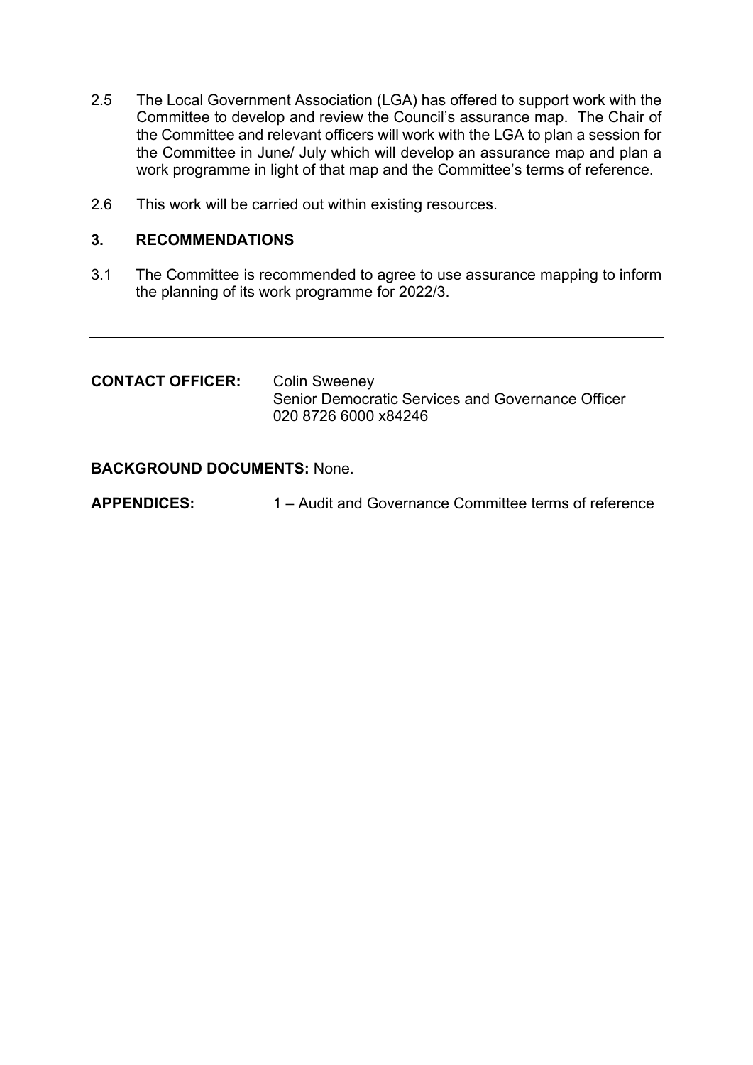2.5 The Local Government Association (LGA) has offered to support work with the Committee to develop and review the Council's assurance map. The Chair of the Committee and relevant officers will work with the LGA to plan a session for the Committee in June/ July which will develop an assurance map and plan a work programme in light of that map and the Committee's terms of reference.

2.6 This work will be carried out within existing resources.

## 3. RECOMMENDATIONS

3.1 The Committee is recommended to agree to use assurance mapping to inform the planning of its work programme for 2022/3.

---

**CONTACT OFFICER:** Colin Sweeney
Senior Democratic Services and Governance Officer
020 8726 6000 x84246

**BACKGROUND DOCUMENTS:** None.

**APPENDICES:** 1 – Audit and Governance Committee terms of reference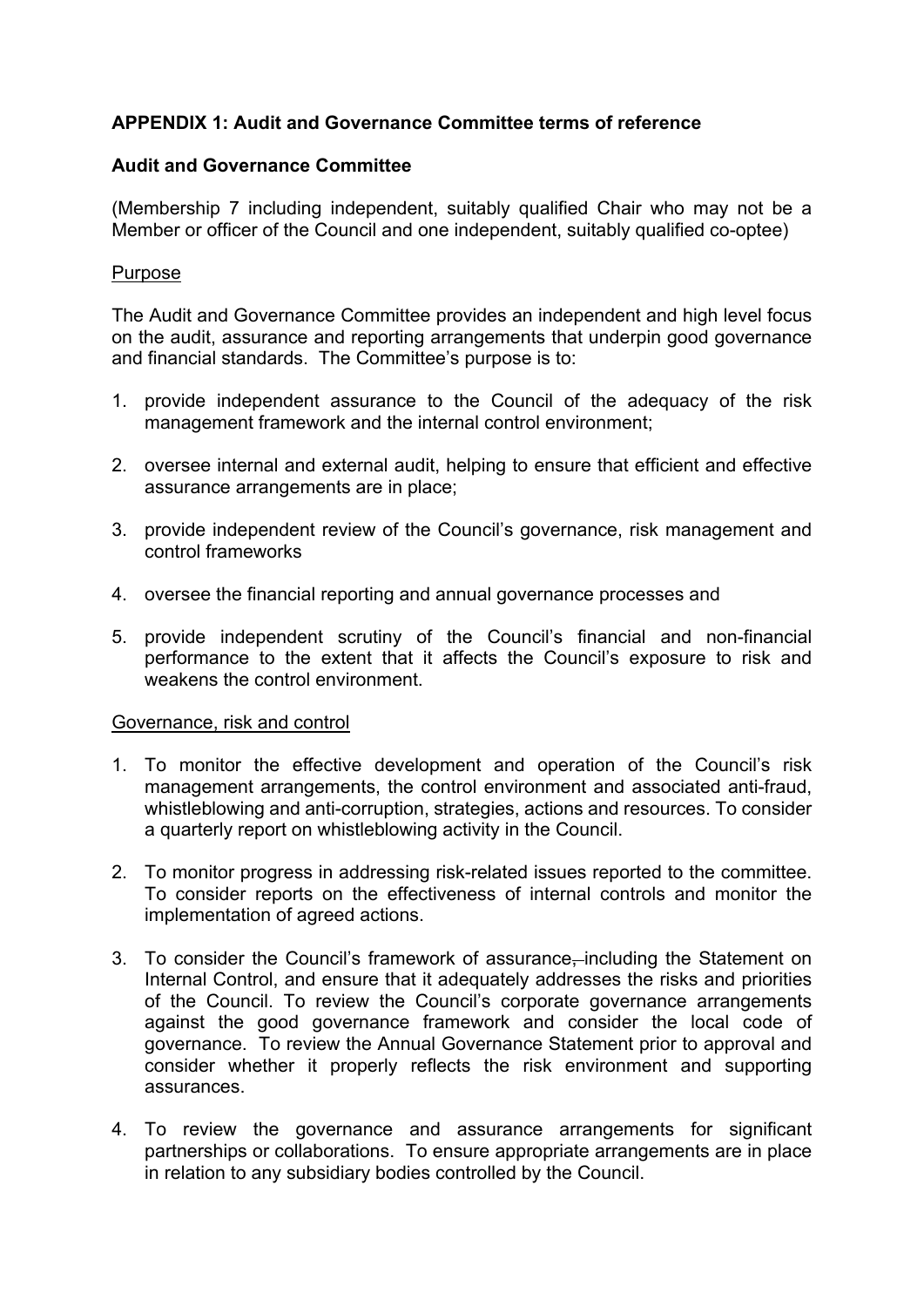**APPENDIX 1: Audit and Governance Committee terms of reference**

**Audit and Governance Committee**

(Membership 7 including independent, suitably qualified Chair who may not be a Member or officer of the Council and one independent, suitably qualified co-optee)

Purpose

The Audit and Governance Committee provides an independent and high level focus on the audit, assurance and reporting arrangements that underpin good governance and financial standards. The Committee's purpose is to:

1. provide independent assurance to the Council of the adequacy of the risk management framework and the internal control environment;
2. oversee internal and external audit, helping to ensure that efficient and effective assurance arrangements are in place;
3. provide independent review of the Council's governance, risk management and control frameworks
4. oversee the financial reporting and annual governance processes and
5. provide independent scrutiny of the Council's financial and non-financial performance to the extent that it affects the Council's exposure to risk and weakens the control environment.

Governance, risk and control

1. To monitor the effective development and operation of the Council's risk management arrangements, the control environment and associated anti-fraud, whistleblowing and anti-corruption, strategies, actions and resources. To consider a quarterly report on whistleblowing activity in the Council.
2. To monitor progress in addressing risk-related issues reported to the committee. To consider reports on the effectiveness of internal controls and monitor the implementation of agreed actions.
3. To consider the Council's framework of assurance, including the Statement on Internal Control, and ensure that it adequately addresses the risks and priorities of the Council. To review the Council's corporate governance arrangements against the good governance framework and consider the local code of governance. To review the Annual Governance Statement prior to approval and consider whether it properly reflects the risk environment and supporting assurances.
4. To review the governance and assurance arrangements for significant partnerships or collaborations. To ensure appropriate arrangements are in place in relation to any subsidiary bodies controlled by the Council.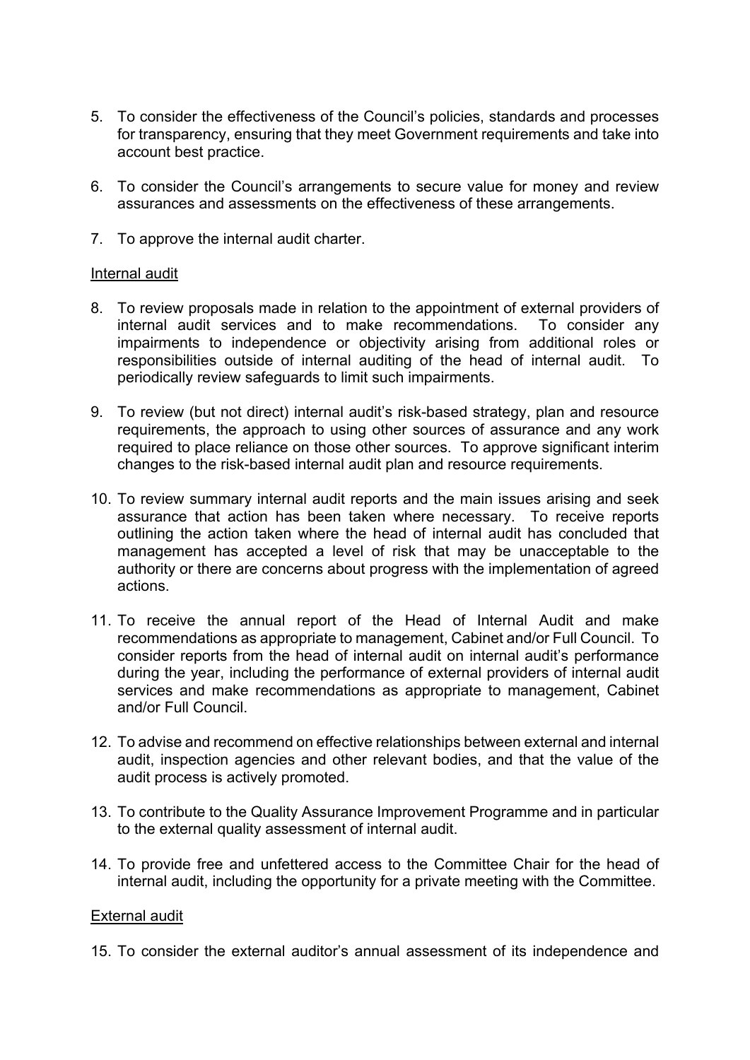5. To consider the effectiveness of the Council's policies, standards and processes for transparency, ensuring that they meet Government requirements and take into account best practice.

6. To consider the Council's arrangements to secure value for money and review assurances and assessments on the effectiveness of these arrangements.

7. To approve the internal audit charter.

<u>Internal audit</u>

8. To review proposals made in relation to the appointment of external providers of internal audit services and to make recommendations. To consider any impairments to independence or objectivity arising from additional roles or responsibilities outside of internal auditing of the head of internal audit. To periodically review safeguards to limit such impairments.

9. To review (but not direct) internal audit's risk-based strategy, plan and resource requirements, the approach to using other sources of assurance and any work required to place reliance on those other sources. To approve significant interim changes to the risk-based internal audit plan and resource requirements.

10. To review summary internal audit reports and the main issues arising and seek assurance that action has been taken where necessary. To receive reports outlining the action taken where the head of internal audit has concluded that management has accepted a level of risk that may be unacceptable to the authority or there are concerns about progress with the implementation of agreed actions.

11. To receive the annual report of the Head of Internal Audit and make recommendations as appropriate to management, Cabinet and/or Full Council. To consider reports from the head of internal audit on internal audit's performance during the year, including the performance of external providers of internal audit services and make recommendations as appropriate to management, Cabinet and/or Full Council.

12. To advise and recommend on effective relationships between external and internal audit, inspection agencies and other relevant bodies, and that the value of the audit process is actively promoted.

13. To contribute to the Quality Assurance Improvement Programme and in particular to the external quality assessment of internal audit.

14. To provide free and unfettered access to the Committee Chair for the head of internal audit, including the opportunity for a private meeting with the Committee.

<u>External audit</u>

15. To consider the external auditor's annual assessment of its independence and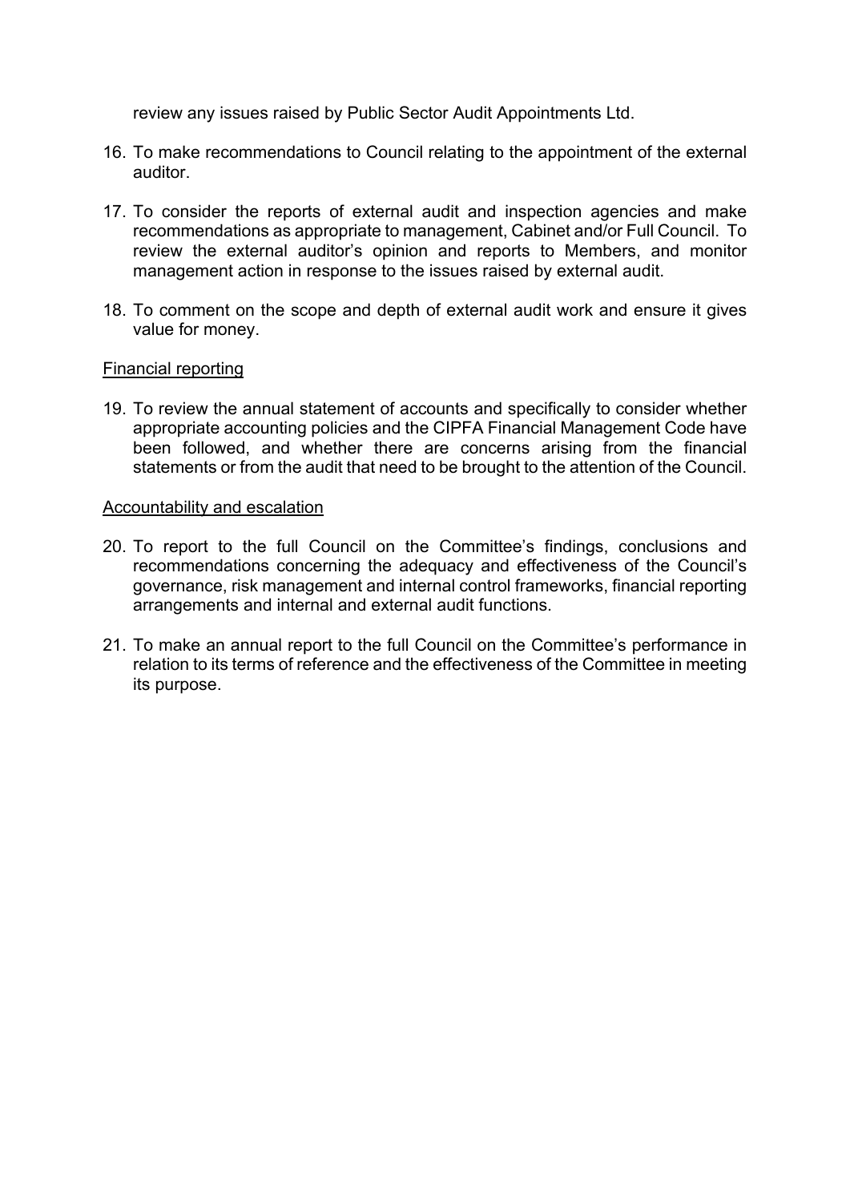review any issues raised by Public Sector Audit Appointments Ltd.

16. To make recommendations to Council relating to the appointment of the external auditor.

17. To consider the reports of external audit and inspection agencies and make recommendations as appropriate to management, Cabinet and/or Full Council. To review the external auditor's opinion and reports to Members, and monitor management action in response to the issues raised by external audit.

18. To comment on the scope and depth of external audit work and ensure it gives value for money.

<u>Financial reporting</u>

19. To review the annual statement of accounts and specifically to consider whether appropriate accounting policies and the CIPFA Financial Management Code have been followed, and whether there are concerns arising from the financial statements or from the audit that need to be brought to the attention of the Council.

<u>Accountability and escalation</u>

20. To report to the full Council on the Committee's findings, conclusions and recommendations concerning the adequacy and effectiveness of the Council's governance, risk management and internal control frameworks, financial reporting arrangements and internal and external audit functions.

21. To make an annual report to the full Council on the Committee's performance in relation to its terms of reference and the effectiveness of the Committee in meeting its purpose.